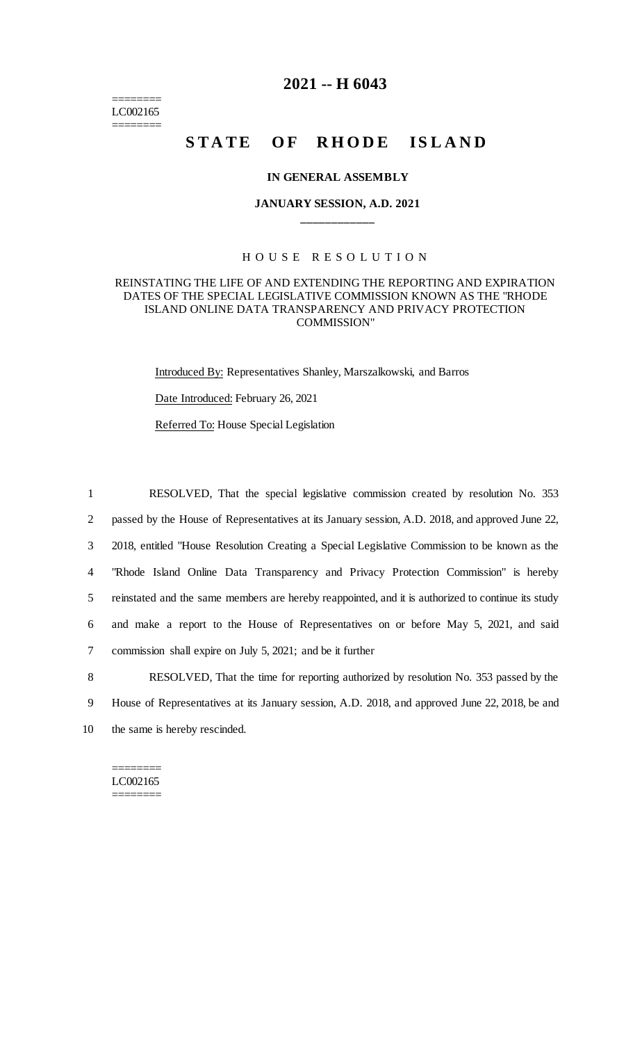========
LC002165
========

# 2021 -- H 6043

# STATE OF RHODE ISLAND

**IN GENERAL ASSEMBLY**

**JANUARY SESSION, A.D. 2021**

\_\_\_\_\_\_\_\_\_\_\_\_

## H O U S E R E S O L U T I O N

REINSTATING THE LIFE OF AND EXTENDING THE REPORTING AND EXPIRATION DATES OF THE SPECIAL LEGISLATIVE COMMISSION KNOWN AS THE "RHODE ISLAND ONLINE DATA TRANSPARENCY AND PRIVACY PROTECTION COMMISSION"

Introduced By: Representatives Shanley, Marszalkowski, and Barros

Date Introduced: February 26, 2021

Referred To: House Special Legislation

1 RESOLVED, That the special legislative commission created by resolution No. 353
2 passed by the House of Representatives at its January session, A.D. 2018, and approved June 22,
3 2018, entitled "House Resolution Creating a Special Legislative Commission to be known as the
4 "Rhode Island Online Data Transparency and Privacy Protection Commission" is hereby
5 reinstated and the same members are hereby reappointed, and it is authorized to continue its study
6 and make a report to the House of Representatives on or before May 5, 2021, and said
7 commission shall expire on July 5, 2021; and be it further
8 RESOLVED, That the time for reporting authorized by resolution No. 353 passed by the
9 House of Representatives at its January session, A.D. 2018, and approved June 22, 2018, be and
10 the same is hereby rescinded.

========
LC002165
========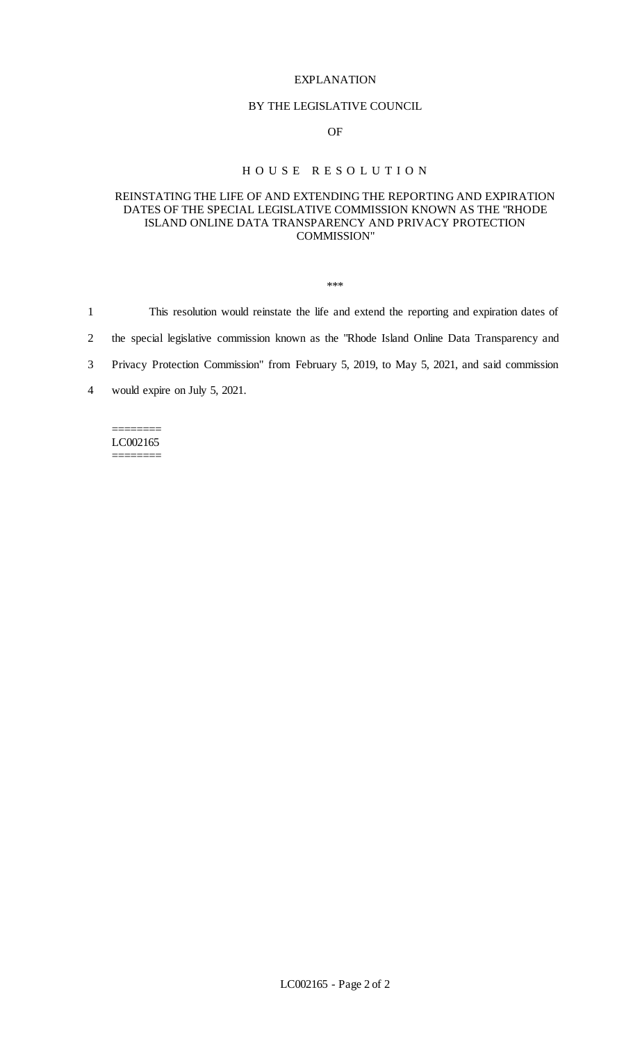EXPLANATION

BY THE LEGISLATIVE COUNCIL

OF

# H O U S E R E S O L U T I O N

## REINSTATING THE LIFE OF AND EXTENDING THE REPORTING AND EXPIRATION DATES OF THE SPECIAL LEGISLATIVE COMMISSION KNOWN AS THE "RHODE ISLAND ONLINE DATA TRANSPARENCY AND PRIVACY PROTECTION COMMISSION"

\*\*\*

1 This resolution would reinstate the life and extend the reporting and expiration dates of
2 the special legislative commission known as the "Rhode Island Online Data Transparency and
3 Privacy Protection Commission" from February 5, 2019, to May 5, 2021, and said commission
4 would expire on July 5, 2021.

========
LC002165
========